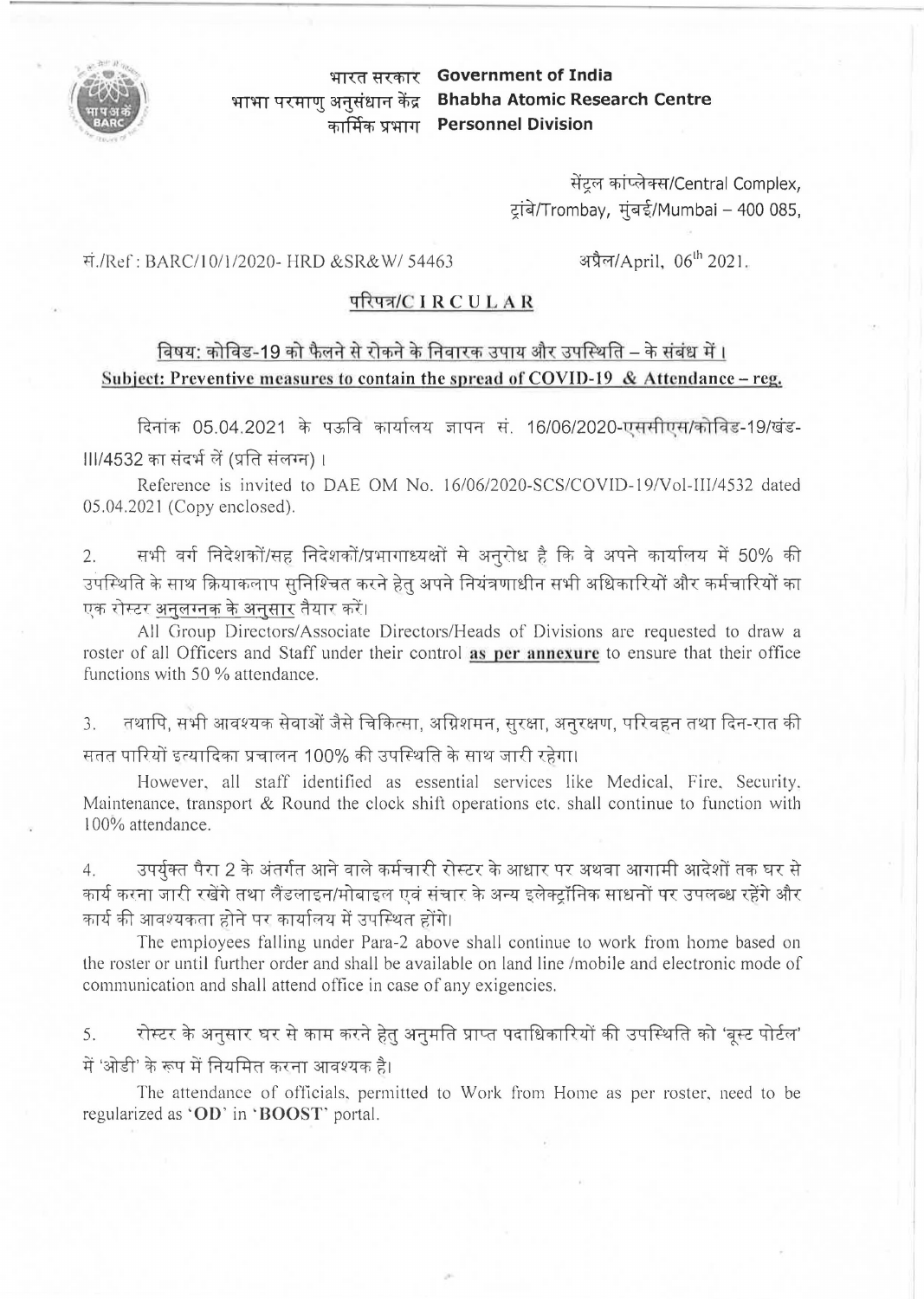भारत सरकार **Government of India**
भाभा परमाणु अनुसंधान केंद्र **Bhabha Atomic Research Centre**
कार्मिक प्रभाग **Personnel Division**

सेंट्रल कांप्लेक्स/Central Complex,
ट्रांबे/Trombay, मुंबई/Mumbai – 400 085,

सं./Ref : BARC/10/1/2020- HRD &SR&W/ 54463

अप्रैल/April, 06th 2021.

## परिपत्र/CIRCULAR

**विषय: कोविड-19 को फैलने से रोकने के निवारक उपाय और उपस्थिति – के संबंध में।**
**Subject: Preventive measures to contain the spread of COVID-19 & Attendance – reg.**

दिनांक 05.04.2021 के पऊवि कार्यालय ज्ञापन सं. 16/06/2020-एससीएस/कोविड-19/खंड-III/4532 का संदर्भ लें (प्रति संलग्न)।

Reference is invited to DAE OM No. 16/06/2020-SCS/COVID-19/Vol-III/4532 dated 05.04.2021 (Copy enclosed).

2. सभी वर्ग निदेशकों/सह निदेशकों/प्रभागाध्यक्षों से अनुरोध है कि वे अपने कार्यालय में 50% की उपस्थिति के साथ क्रियाकलाप सुनिश्चित करने हेतु अपने नियंत्रणाधीन सभी अधिकारियों और कर्मचारियों का एक रोस्टर अनुलग्नक के अनुसार तैयार करें।

All Group Directors/Associate Directors/Heads of Divisions are requested to draw a roster of all Officers and Staff under their control **as per annexure** to ensure that their office functions with 50 % attendance.

3. तथापि, सभी आवश्यक सेवाओं जैसे चिकित्सा, अग्निशमन, सुरक्षा, अनुरक्षण, परिवहन तथा दिन-रात की सतत पारियों इत्यादिका प्रचालन 100% की उपस्थिति के साथ जारी रहेगा।

However, all staff identified as essential services like Medical, Fire, Security, Maintenance, transport & Round the clock shift operations etc. shall continue to function with 100% attendance.

4. उपर्युक्त पैरा 2 के अंतर्गत आने वाले कर्मचारी रोस्टर के आधार पर अथवा आगामी आदेशों तक घर से कार्य करना जारी रखेंगे तथा लैंडलाइन/मोबाइल एवं संचार के अन्य इलेक्ट्रॉनिक साधनों पर उपलब्ध रहेंगे और कार्य की आवश्यकता होने पर कार्यालय में उपस्थित होंगे।

The employees falling under Para-2 above shall continue to work from home based on the roster or until further order and shall be available on land line /mobile and electronic mode of communication and shall attend office in case of any exigencies.

5. रोस्टर के अनुसार घर से काम करने हेतु अनुमति प्राप्त पदाधिकारियों की उपस्थिति को 'बूस्ट पोर्टल' में 'ओडी' के रूप में नियमित करना आवश्यक है।

The attendance of officials, permitted to Work from Home as per roster, need to be regularized as '**OD**' in '**BOOST**' portal.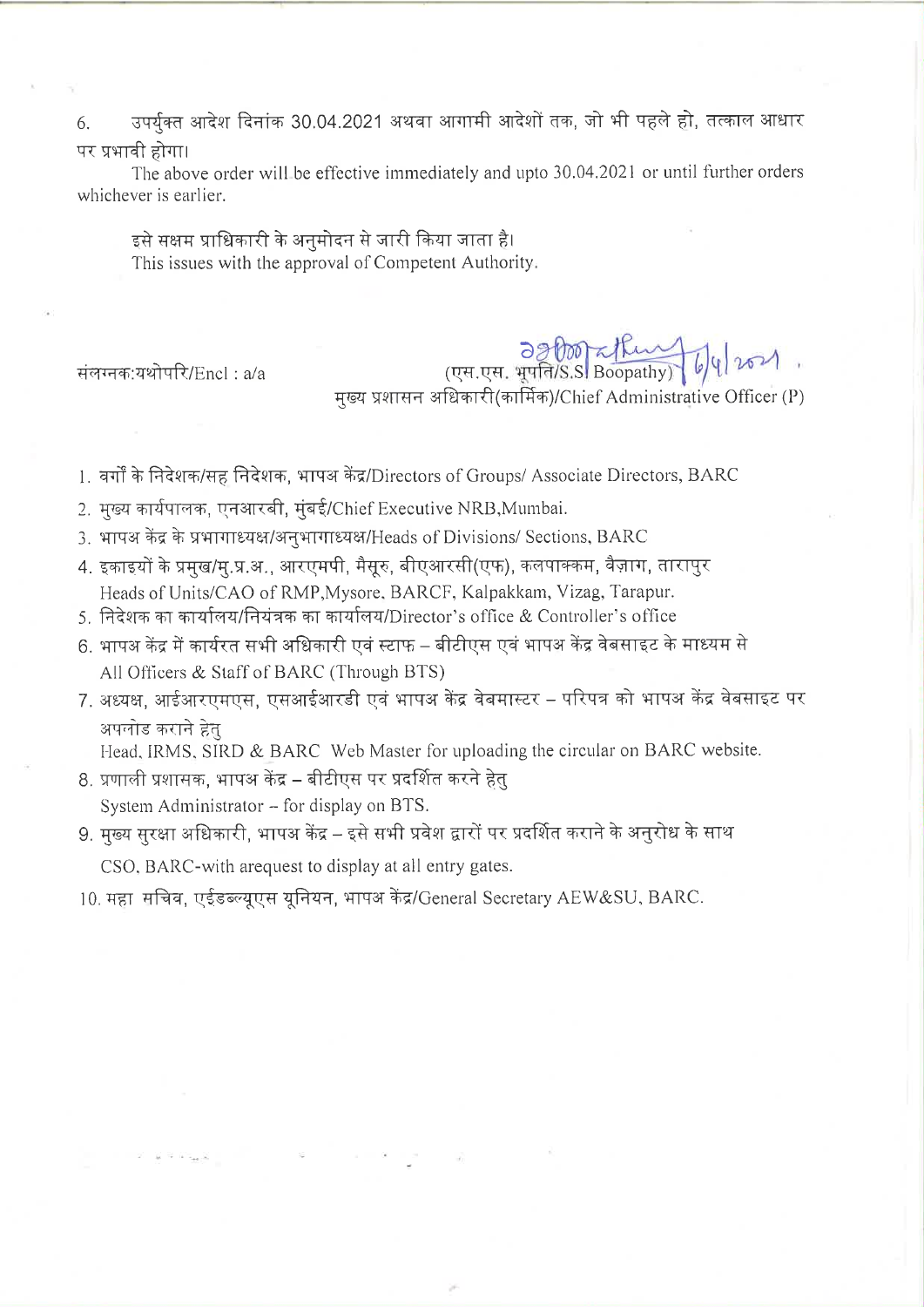6. उपर्युक्त आदेश दिनांक 30.04.2021 अथवा आगामी आदेशों तक, जो भी पहले हो, तत्काल आधार पर प्रभावी होगा।

The above order will be effective immediately and upto 30.04.2021 or until further orders whichever is earlier.

इसे सक्षम प्राधिकारी के अनुमोदन से जारी किया जाता है।
This issues with the approval of Competent Authority.

संलग्नक:यथोपरि/Encl : a/a

(एस.एस. भूपति/S.S Boopathy) 6/4/2021
मुख्य प्रशासन अधिकारी(कार्मिक)/Chief Administrative Officer (P)

1. वर्गों के निदेशक/सह निदेशक, भापअ केंद्र/Directors of Groups/ Associate Directors, BARC
2. मुख्य कार्यपालक, एनआरबी, मुंबई/Chief Executive NRB,Mumbai.
3. भापअ केंद्र के प्रभागाध्यक्ष/अनुभागाध्यक्ष/Heads of Divisions/ Sections, BARC
4. इकाइयों के प्रमुख/मु.प्र.अ., आरएमपी, मैसूरु, बीएआरसी(एफ), कलपाक्कम, वैज़ाग, तारापुर
   Heads of Units/CAO of RMP,Mysore, BARCF, Kalpakkam, Vizag, Tarapur.
5. निदेशक का कार्यालय/नियंत्रक का कार्यालय/Director's office & Controller's office
6. भापअ केंद्र में कार्यरत सभी अधिकारी एवं स्टाफ – बीटीएस एवं भापअ केंद्र वेबसाइट के माध्यम से
   All Officers & Staff of BARC (Through BTS)
7. अध्यक्ष, आईआरएमएस, एसआईआरडी एवं भापअ केंद्र वेबमास्टर – परिपत्र को भापअ केंद्र वेबसाइट पर अपलोड कराने हेतु
   Head, IRMS, SIRD & BARC Web Master for uploading the circular on BARC website.
8. प्रणाली प्रशासक, भापअ केंद्र – बीटीएस पर प्रदर्शित करने हेतु
   System Administrator – for display on BTS.
9. मुख्य सुरक्षा अधिकारी, भापअ केंद्र – इसे सभी प्रवेश द्वारों पर प्रदर्शित कराने के अनुरोध के साथ
   CSO, BARC-with arequest to display at all entry gates.
10. महा सचिव, एईडब्ल्यूएस यूनियन, भापअ केंद्र/General Secretary AEW&SU, BARC.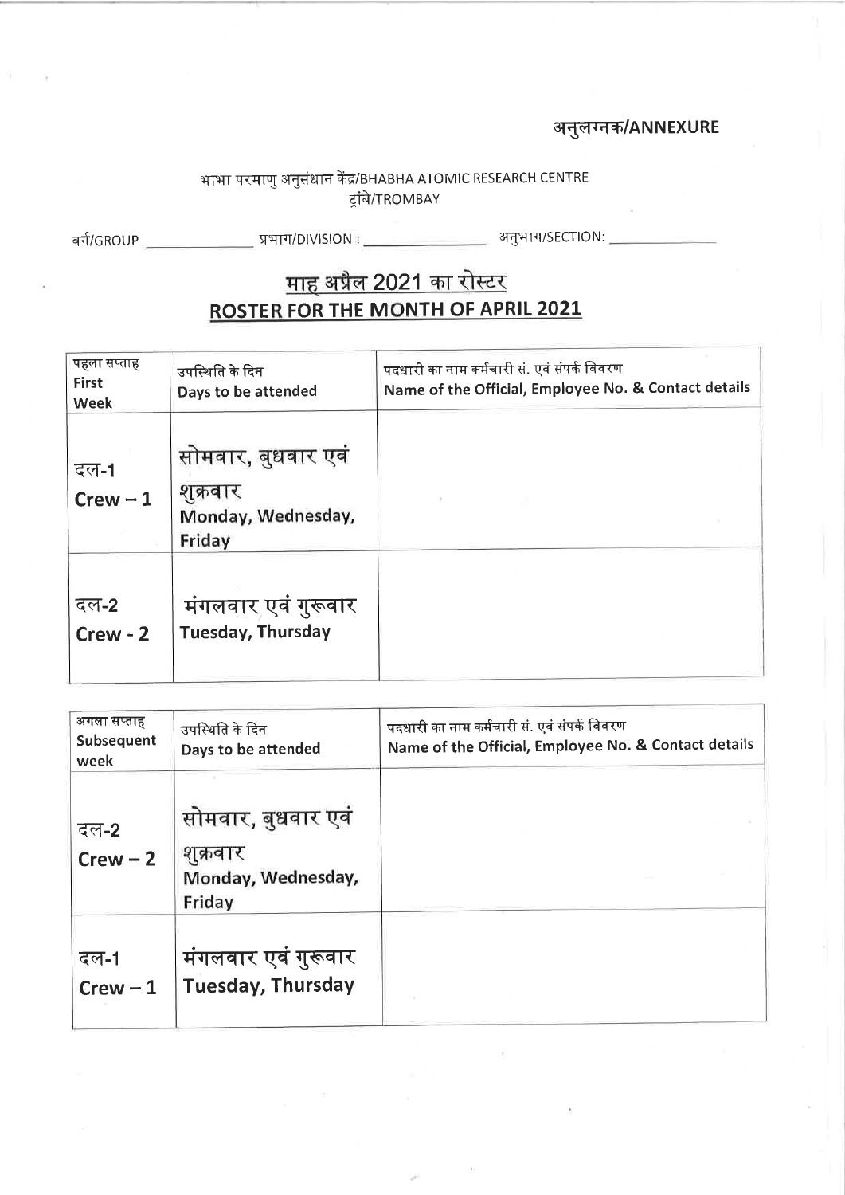अनुलग्नक/ANNEXURE

भाभा परमाणु अनुसंधान केंद्र/BHABHA ATOMIC RESEARCH CENTRE
ट्रांबे/TROMBAY

वर्ग/GROUP ______________ प्रभाग/DIVISION : ________________ अनुभाग/SECTION: ______________

# माह अप्रैल 2021 का रोस्टर
# ROSTER FOR THE MONTH OF APRIL 2021

| पहला सप्ताह First Week | उपस्थिति के दिन Days to be attended | पदधारी का नाम कर्मचारी सं. एवं संपर्क विवरण Name of the Official, Employee No. & Contact details |
| --- | --- | --- |
| दल-1 Crew – 1 | सोमवार, बुधवार एवं शुक्रवार Monday, Wednesday, Friday | |
| दल-2 Crew - 2 | मंगलवार एवं गुरूवार Tuesday, Thursday | |

| अगला सप्ताह Subsequent week | उपस्थिति के दिन Days to be attended | पदधारी का नाम कर्मचारी सं. एवं संपर्क विवरण Name of the Official, Employee No. & Contact details |
| --- | --- | --- |
| दल-2 Crew – 2 | सोमवार, बुधवार एवं शुक्रवार Monday, Wednesday, Friday | |
| दल-1 Crew – 1 | मंगलवार एवं गुरूवार Tuesday, Thursday | |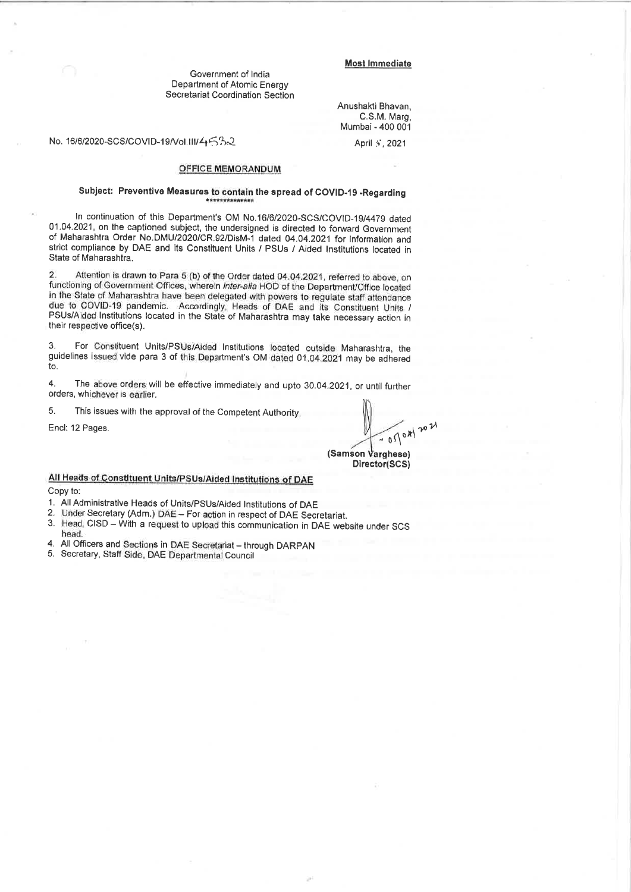**Most Immediate**

Government of India
Department of Atomic Energy
Secretariat Coordination Section

Anushakti Bhavan,
C.S.M. Marg,
Mumbai - 400 001

No. 16/6/2020-SCS/COVID-19/Vol.III/4532

April 5, 2021

## OFFICE MEMORANDUM

**Subject: Preventive Measures to contain the spread of COVID-19 -Regarding**

In continuation of this Department's OM No.16/6/2020-SCS/COVID-19/4479 dated 01.04.2021, on the captioned subject, the undersigned is directed to forward Government of Maharashtra Order No.DMU/2020/CR.92/DisM-1 dated 04.04.2021 for information and strict compliance by DAE and its Constituent Units / PSUs / Aided Institutions located in State of Maharashtra.

2. Attention is drawn to Para 5 (b) of the Order dated 04.04.2021, referred to above, on functioning of Government Offices, wherein *inter-alia* HOD of the Department/Office located in the State of Maharashtra have been delegated with powers to regulate staff attendance due to COVID-19 pandemic. Accordingly, Heads of DAE and its Constituent Units / PSUs/Aided Institutions located in the State of Maharashtra may take necessary action in their respective office(s).

3. For Constituent Units/PSUs/Aided Institutions located outside Maharashtra, the guidelines issued vide para 3 of this Department's OM dated 01.04.2021 may be adhered to.

4. The above orders will be effective immediately and upto 30.04.2021, or until further orders, whichever is earlier.

5. This issues with the approval of the Competent Authority.

Encl: 12 Pages.

05/04/2021

**(Samson Varghese)**
**Director(SCS)**

**All Heads of Constituent Units/PSUs/Aided Institutions of DAE**

Copy to:

1. All Administrative Heads of Units/PSUs/Aided Institutions of DAE
2. Under Secretary (Adm.) DAE – For action in respect of DAE Secretariat.
3. Head, CISD – With a request to upload this communication in DAE website under SCS head.
4. All Officers and Sections in DAE Secretariat – through DARPAN
5. Secretary, Staff Side, DAE Departmental Council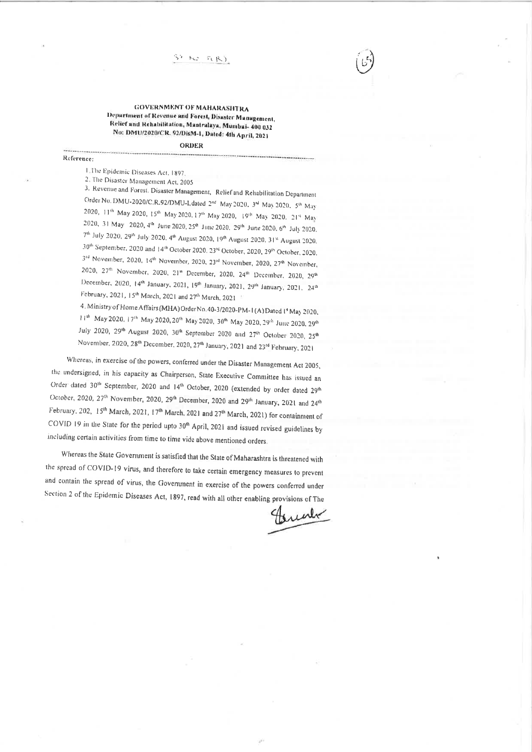**GOVERNMENT OF MAHARASHTRA**
**Department of Revenue and Forest, Disaster Management, Relief and Rehabilitation, Mantralaya, Mumbai- 400 032**
**No: DMU/2020/CR. 92/DisM-1, Dated: 4th April, 2021**

**ORDER**

Reference:

1. The Epidemic Diseases Act, 1897.
2. The Disaster Management Act, 2005
3. Revenue and Forest, Disaster Management, Relief and Rehabilitation Department Order No. DMU-2020/C.R.92/DMU-I,dated 2nd May 2020, 3rd May 2020, 5th May 2020, 11th May 2020, 15th May 2020, 17th May 2020, 19th May 2020, 21st May 2020, 31 May 2020, 4th June 2020, 25th June 2020, 29th June 2020, 6th July 2020, 7th July 2020, 29th July 2020, 4th August 2020, 19th August 2020, 31st August 2020, 30th September, 2020 and 14th October 2020, 23rd October, 2020, 29th October, 2020, 3rd November, 2020, 14th November, 2020, 23rd November, 2020, 27th November, 2020, 27th November, 2020, 21st December, 2020, 24th December, 2020, 29th December, 2020, 14th January, 2021, 19th January, 2021, 29th January, 2021, 24th February, 2021, 15th March, 2021 and 27th March, 2021
4. Ministry of Home Affairs (MHA) Order No. 40-3/2020-PM-1(A) Dated 1st May 2020, 11th May 2020, 17th May 2020, 20th May 2020, 30th May 2020, 29th June 2020, 29th July 2020, 29th August 2020, 30th September 2020 and 27th October 2020, 25th November, 2020, 28th December, 2020, 27th January, 2021 and 23rd February, 2021

Whereas, in exercise of the powers, conferred under the Disaster Management Act 2005, the undersigned, in his capacity as Chairperson, State Executive Committee has issued an Order dated 30th September, 2020 and 14th October, 2020 (extended by order dated 29th October, 2020, 27th November, 2020, 29th December, 2020 and 29th January, 2021 and 24th February, 202, 15th March, 2021, 17th March, 2021 and 27th March, 2021) for containment of COVID 19 in the State for the period upto 30th April, 2021 and issued revised guidelines by including certain activities from time to time vide above mentioned orders.

Whereas the State Government is satisfied that the State of Maharashtra is threatened with the spread of COVID-19 virus, and therefore to take certain emergency measures to prevent and contain the spread of virus, the Government in exercise of the powers conferred under Section 2 of the Epidemic Diseases Act, 1897, read with all other enabling provisions of The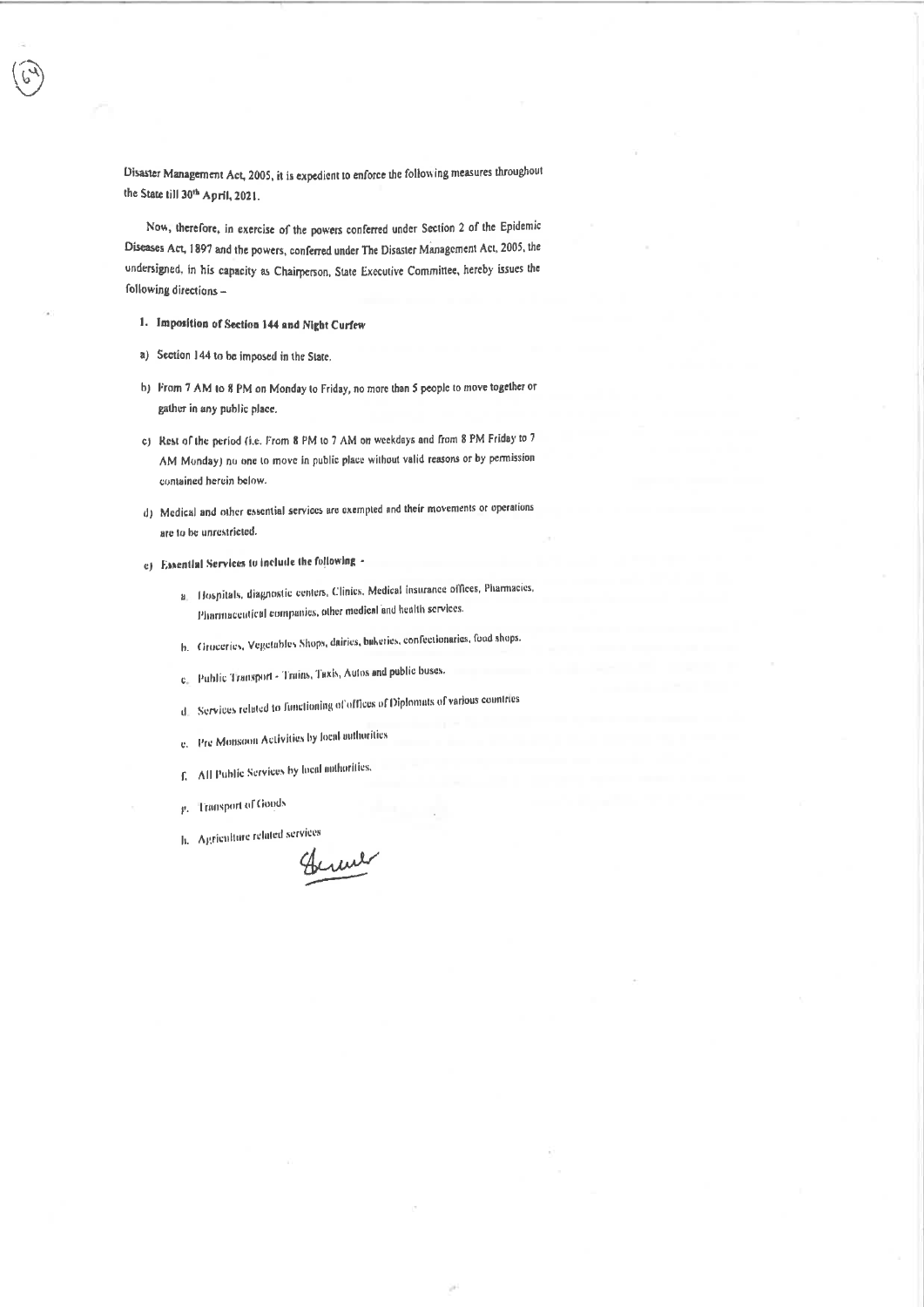Disaster Management Act, 2005, it is expedient to enforce the following measures throughout the State till 30th April, 2021.

Now, therefore, in exercise of the powers conferred under Section 2 of the Epidemic Diseases Act, 1897 and the powers, conferred under The Disaster Management Act, 2005, the undersigned, in his capacity as Chairperson, State Executive Committee, hereby issues the following directions –

**1. Imposition of Section 144 and Night Curfew**

a) Section 144 to be imposed in the State.

b) From 7 AM to 8 PM on Monday to Friday, no more than 5 people to move together or gather in any public place.

c) Rest of the period (i.e. From 8 PM to 7 AM on weekdays and from 8 PM Friday to 7 AM Monday) no one to move in public place without valid reasons or by permission contained herein below.

d) Medical and other essential services are exempted and their movements or operations are to be unrestricted.

e) **Essential Services to include the following -**

   a. Hospitals, diagnostic centers, Clinics, Medical insurance offices, Pharmacies, Pharmaceutical companies, other medical and health services.

   b. Groceries, Vegetables Shops, dairies, bakeries, confectionaries, food shops.

   c. Public Transport - Trains, Taxis, Autos and public buses.

   d. Services related to functioning of offices of Diplomats of various countries

   e. Pre Monsoon Activities by local authorities

   f. All Public Services by local authorities.

   g. Transport of Goods

   h. Agriculture related services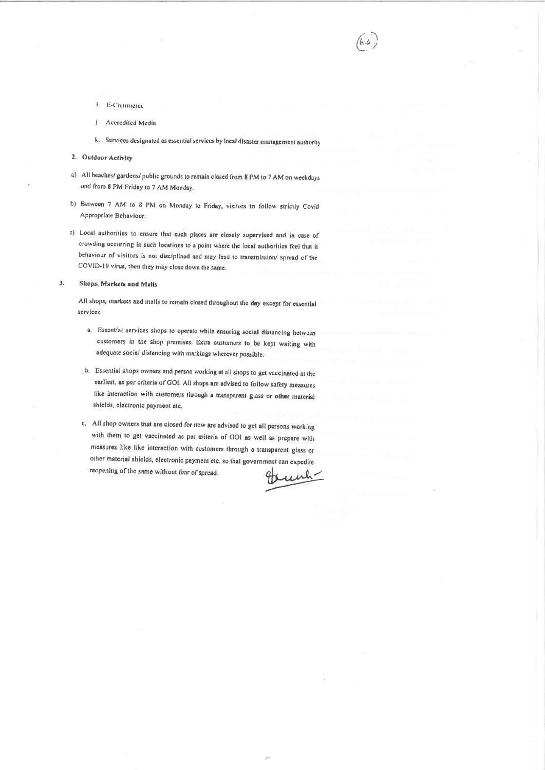i. E-Commerce

j. Accredited Media

k. Services designated as essential services by local disaster management authority

**2. Outdoor Activity**

a) All beaches/ gardens/ public grounds to remain closed from 8 PM to 7 AM on weekdays and from 8 PM Friday to 7 AM Monday.

b) Between 7 AM to 8 PM on Monday to Friday, visitors to follow strictly Covid Appropriate Behaviour.

c) Local authorities to ensure that such places are closely supervised and in case of crowding occurring in such locations to a point where the local authorities feel that it behaviour of visitors is not disciplined and may lead to transmission/ spread of the COVID-19 virus, then they may close down the same.

**3. Shops, Markets and Malls**

All shops, markets and malls to remain closed throughout the day except for essential services.

a. Essential services shops to operate while ensuring social distancing between customers in the shop premises. Extra customers to be kept waiting with adequate social distancing with markings wherever possible.

b. Essential shops owners and person working at all shops to get vaccinated at the earliest, as per criteria of GOI. All shops are advised to follow safety measures like interaction with customers through a transparent glass or other material shields, electronic payment etc.

c. All shop owners that are closed for now are advised to get all persons working with them to get vaccinated as per criteria of GOI as well as prepare with measures like like interaction with customers through a transparent glass or other material shields, electronic payment etc. so that government can expedite reopening of the same without fear of spread.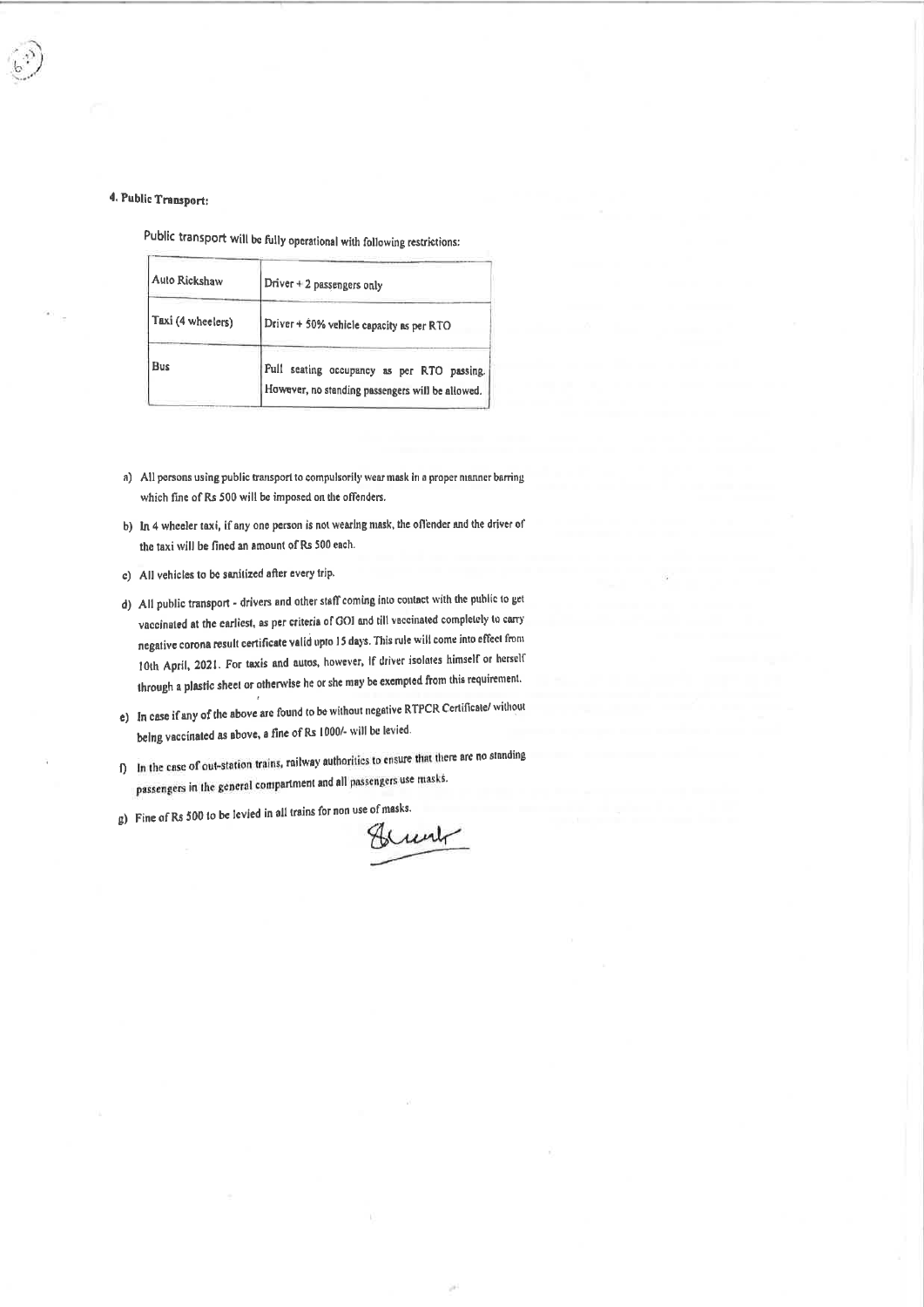**4. Public Transport:**

Public transport will be fully operational with following restrictions:

| Auto Rickshaw | Driver + 2 passengers only |
|---|---|
| Taxi (4 wheelers) | Driver + 50% vehicle capacity as per RTO |
| Bus | Full seating occupancy as per RTO passing. However, no standing passengers will be allowed. |

a) All persons using public transport to compulsorily wear mask in a proper manner barring which fine of Rs 500 will be imposed on the offenders.

b) In 4 wheeler taxi, if any one person is not wearing mask, the offender and the driver of the taxi will be fined an amount of Rs 500 each.

c) All vehicles to be sanitized after every trip.

d) All public transport - drivers and other staff coming into contact with the public to get vaccinated at the earliest, as per criteria of GOI and till vaccinated completely to carry negative corona result certificate valid upto 15 days. This rule will come into effect from 10th April, 2021. For taxis and autos, however, if driver isolates himself or herself through a plastic sheet or otherwise he or she may be exempted from this requirement.

e) In case if any of the above are found to be without negative RTPCR Certificate/ without being vaccinated as above, a fine of Rs 1000/- will be levied.

f) In the case of out-station trains, railway authorities to ensure that there are no standing passengers in the general compartment and all passengers use masks.

g) Fine of Rs 500 to be levied in all trains for non use of masks.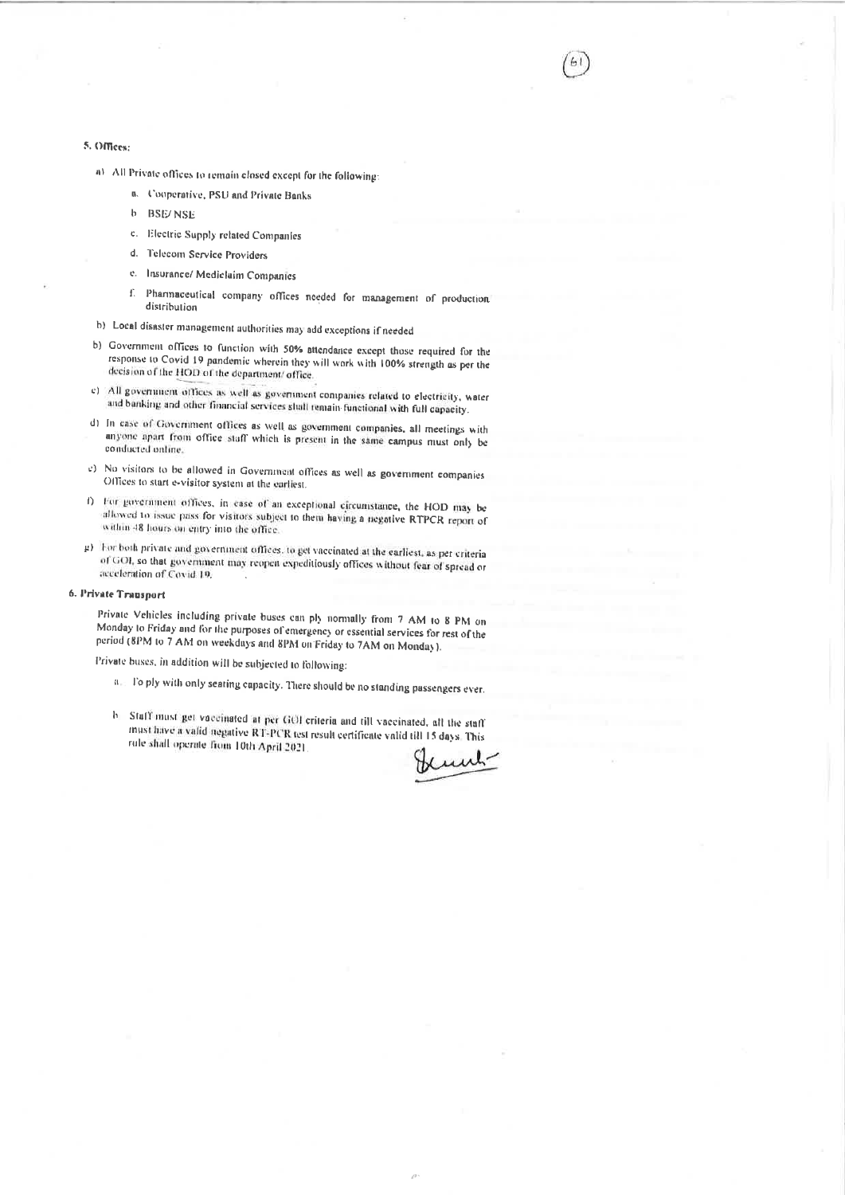## 5. Offices:

a) All Private offices to remain closed except for the following:

  a. Cooperative, PSU and Private Banks
  b. BSE/ NSE
  c. Electric Supply related Companies
  d. Telecom Service Providers
  e. Insurance/ Mediclaim Companies
  f. Pharmaceutical company offices needed for management of production/ distribution

b) Local disaster management authorities may add exceptions if needed

b) Government offices to function with 50% attendance except those required for the response to Covid 19 pandemic wherein they will work with 100% strength as per the decision of the HOD of the department/ office.

c) All government offices as well as government companies related to electricity, water and banking and other financial services shall remain functional with full capacity.

d) In case of Government offices as well as government companies, all meetings with anyone apart from office staff which is present in the same campus must only be conducted online.

e) No visitors to be allowed in Government offices as well as government companies Offices to start e-visitor system at the earliest.

f) For government offices, in case of an exceptional circumstance, the HOD may be allowed to issue pass for visitors subject to them having a negative RTPCR report of within 48 hours on entry into the office.

g) For both private and government offices, to get vaccinated at the earliest, as per criteria of GOI, so that government may reopen expeditiously offices without fear of spread or acceleration of Covid 19.

## 6. Private Transport

Private Vehicles including private buses can ply normally from 7 AM to 8 PM on Monday to Friday and for the purposes of emergency or essential services for rest of the period (8PM to 7 AM on weekdays and 8PM on Friday to 7AM on Monday).

Private buses, in addition will be subjected to following:

  a. To ply with only seating capacity. There should be no standing passengers ever.

  b. Staff must get vaccinated at per GOI criteria and till vaccinated, all the staff must have a valid negative RT-PCR test result certificate valid till 15 days. This rule shall operate from 10th April 2021.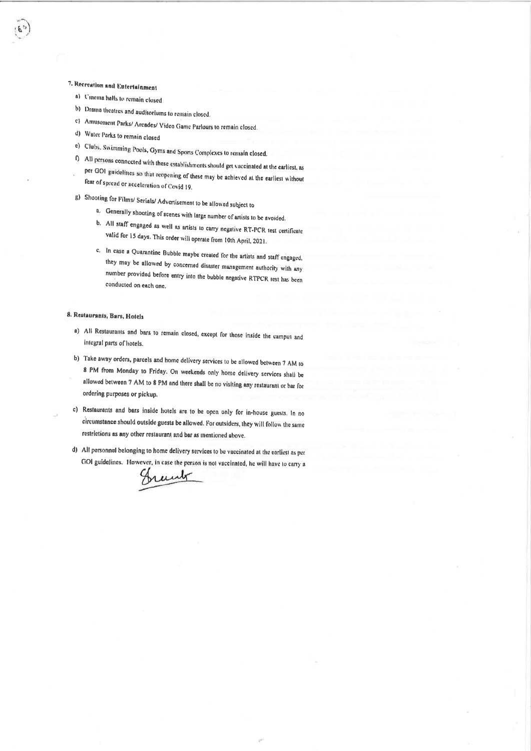**7. Recreation and Entertainment**

a) Cinema halls to remain closed.

b) Drama theatres and auditoriums to remain closed.

c) Amusement Parks/ Arcades/ Video Game Parlours to remain closed.

d) Water Parks to remain closed

e) Clubs, Swimming Pools, Gyms and Sports Complexes to remain closed.

f) All persons connected with these establishments should get vaccinated at the earliest, as per GOI guidelines so that reopening of these may be achieved at the earliest without fear of spread or acceleration of Covid 19.

g) Shooting for Films/ Serials/ Advertisement to be allowed subject to

  a. Generally shooting of scenes with large number of artists to be avoided.

  b. All staff engaged as well as artists to carry negative RT-PCR test certificate valid for 15 days. This order will operate from 10th April, 2021.

  c. In case a Quarantine Bubble maybe created for the artists and staff engaged, they may be allowed by concerned disaster management authority with any number provided before entry into the bubble negative RTPCR test has been conducted on each one.

**8. Restaurants, Bars, Hotels**

a) All Restaurants and bars to remain closed, except for those inside the campus and integral parts of hotels.

b) Take away orders, parcels and home delivery services to be allowed between 7 AM to 8 PM from Monday to Friday. On weekends only home delivery services shall be allowed between 7 AM to 8 PM and there shall be no visiting any restaurant or bar for ordering purposes or pickup.

c) Restaurants and bars inside hotels are to be open only for in-house guests. In no circumstance should outside guests be allowed. For outsiders, they will follow the same restrictions as any other restaurant and bar as mentioned above.

d) All personnel belonging to home delivery services to be vaccinated at the earliest as per GOI guidelines. However, in case the person is not vaccinated, he will have to carry a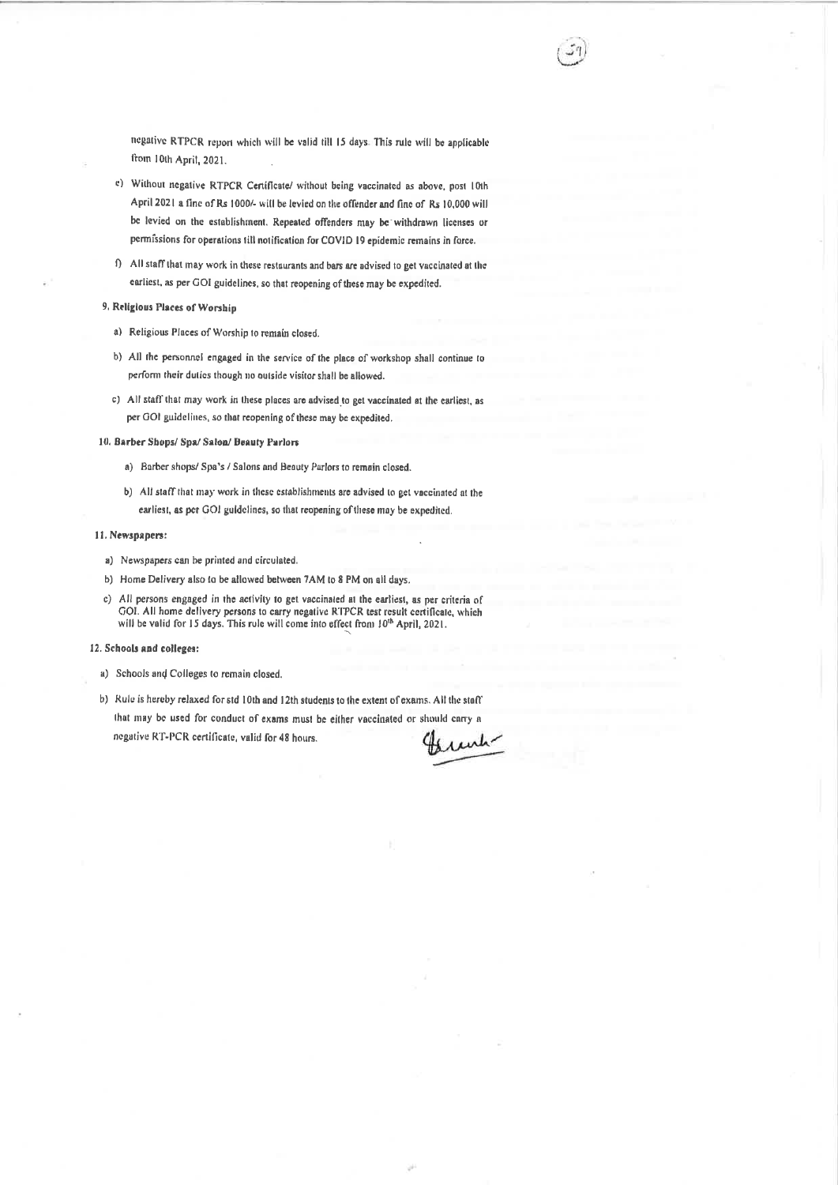negative RTPCR report which will be valid till 15 days. This rule will be applicable from 10th April, 2021.

e) Without negative RTPCR Certificate/ without being vaccinated as above, post 10th April 2021 a fine of Rs 1000/- will be levied on the offender and fine of Rs 10,000 will be levied on the establishment. Repeated offenders may be withdrawn licenses or permissions for operations till notification for COVID 19 epidemic remains in force.

f) All staff that may work in these restaurants and bars are advised to get vaccinated at the earliest, as per GOI guidelines, so that reopening of these may be expedited.

**9. Religious Places of Worship**

a) Religious Places of Worship to remain closed.

b) All the personnel engaged in the service of the place of workshop shall continue to perform their duties though no outside visitor shall be allowed.

c) All staff that may work in these places are advised to get vaccinated at the earliest, as per GOI guidelines, so that reopening of these may be expedited.

**10. Barber Shops/ Spa/ Salon/ Beauty Parlors**

a) Barber shops/ Spa's / Salons and Beauty Parlors to remain closed.

b) All staff that may work in these establishments are advised to get vaccinated at the earliest, as per GOI guidelines, so that reopening of these may be expedited.

**11. Newspapers:**

a) Newspapers can be printed and circulated.

b) Home Delivery also to be allowed between 7AM to 8 PM on all days.

c) All persons engaged in the activity to get vaccinated at the earliest, as per criteria of GOI. All home delivery persons to carry negative RTPCR test result certificate, which will be valid for 15 days. This rule will come into effect from 10th April, 2021.

**12. Schools and colleges:**

a) Schools and Colleges to remain closed.

b) Rule is hereby relaxed for std 10th and 12th students to the extent of exams. All the staff that may be used for conduct of exams must be either vaccinated or should carry a negative RT-PCR certificate, valid for 48 hours.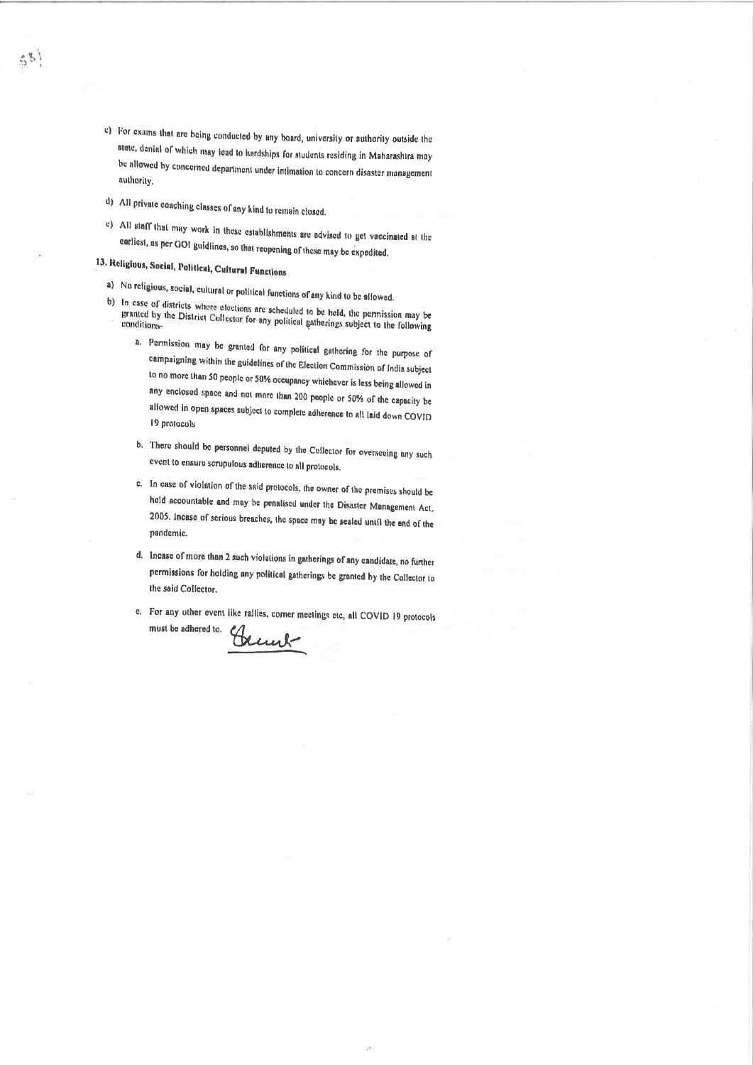c) For exams that are being conducted by any board, university or authority outside the state, denial of which may lead to hardships for students residing in Maharashtra may be allowed by concerned department under intimation to concern disaster management authority.

d) All private coaching classes of any kind to remain closed.

e) All staff that may work in these establishments are advised to get vaccinated at the earliest, as per GOI guidlines, so that reopening of these may be expedited.

## 13. Religious, Social, Political, Cultural Functions

a) No religious, social, cultural or political functions of any kind to be allowed.

b) In case of districts where elections are scheduled to be held, the permission may be granted by the District Collector for any political gatherings subject to the following conditions-

   a. Permission may be granted for any political gathering for the purpose of campaigning within the guidelines of the Election Commission of India subject to no more than 50 people or 50% occupancy whichever is less being allowed in any enclosed space and not more than 200 people or 50% of the capacity be allowed in open spaces subject to complete adherence to all laid down COVID 19 protocols

   b. There should be personnel deputed by the Collector for overseeing any such event to ensure scrupulous adherence to all protocols.

   c. In case of violation of the said protocols, the owner of the premises should be held accountable and may be penalised under the Disaster Management Act, 2005. Incase of serious breaches, the space may be sealed until the end of the pandemic.

   d. Incase of more than 2 such violations in gatherings of any candidate, no further permissions for holding any political gatherings be granted by the Collector to the said Collector.

   e. For any other event like rallies, corner meetings etc, all COVID 19 protocols must be adhered to.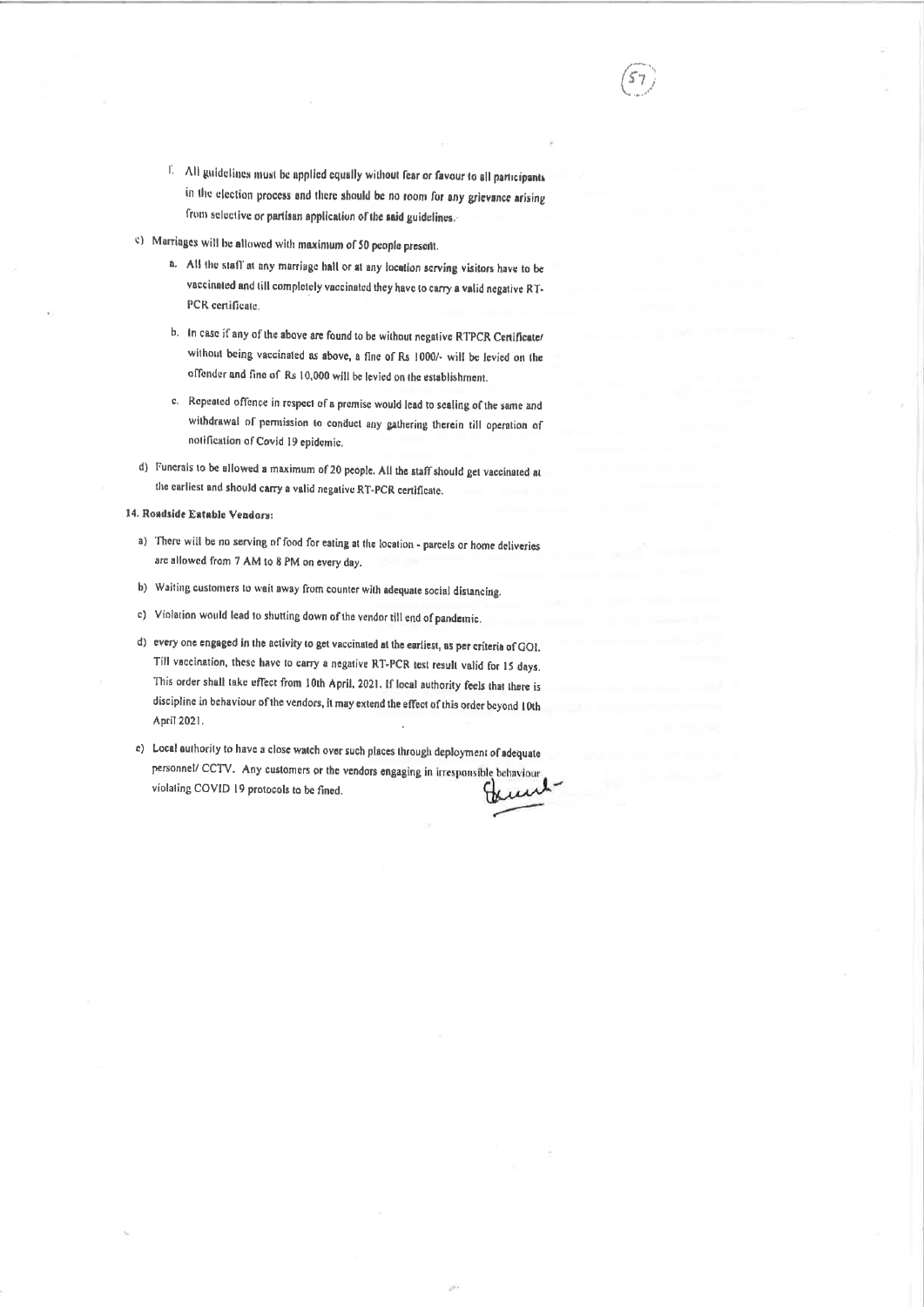f. All guidelines must be applied equally without fear or favour to all participants in the election process and there should be no room for any grievance arising from selective or partisan application of the said guidelines.

c) Marriages will be allowed with maximum of 50 people present.

   a. All the staff at any marriage hall or at any location serving visitors have to be vaccinated and till completely vaccinated they have to carry a valid negative RT-PCR certificate.

   b. In case if any of the above are found to be without negative RTPCR Certificate/ without being vaccinated as above, a fine of Rs 1000/- will be levied on the offender and fine of Rs 10,000 will be levied on the establishment.

   c. Repeated offence in respect of a premise would lead to sealing of the same and withdrawal of permission to conduct any gathering therein till operation of notification of Covid 19 epidemic.

d) Funerals to be allowed a maximum of 20 people. All the staff should get vaccinated at the earliest and should carry a valid negative RT-PCR certificate.

**14. Roadside Eatable Vendors:**

a) There will be no serving of food for eating at the location - parcels or home deliveries are allowed from 7 AM to 8 PM on every day.

b) Waiting customers to wait away from counter with adequate social distancing.

c) Violation would lead to shutting down of the vendor till end of pandemic.

d) every one engaged in the activity to get vaccinated at the earliest, as per criteria of GOI. Till vaccination, these have to carry a negative RT-PCR test result valid for 15 days. This order shall take effect from 10th April, 2021. If local authority feels that there is discipline in behaviour of the vendors, it may extend the effect of this order beyond 10th April 2021.

e) Local authority to have a close watch over such places through deployment of adequate personnel/ CCTV. Any customers or the vendors engaging in irresponsible behaviour violating COVID 19 protocols to be fined.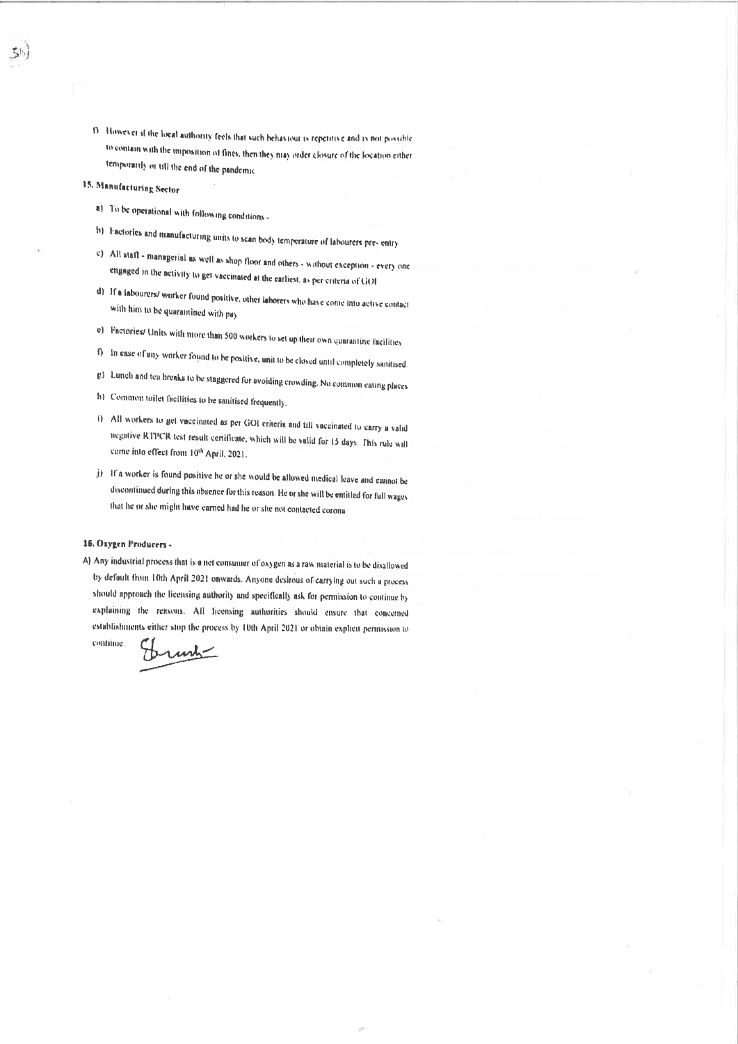f) However if the local authority feels that such behaviour is repetitive and is not possible to contain with the imposition of fines, then they may order closure of the location either temporarily or till the end of the pandemic

## 15. Manufacturing Sector

a) To be operational with following conditions -

b) Factories and manufacturing units to scan body temperature of labourers pre- entry

c) All staff - managerial as well as shop floor and others - without exception - every one engaged in the activity to get vaccinated at the earliest, as per criteria of GOI

d) If a labourers/ worker found positive, other laborers who have come into active contact with him to be quarantined with pay

e) Factories/ Units with more than 500 workers to set up their own quarantine facilities

f) In case of any worker found to be positive, unit to be closed until completely sanitised

g) Lunch and tea breaks to be staggered for avoiding crowding. No common eating places

h) Common toilet facilities to be sanitised frequently.

i) All workers to get vaccinated as per GOI criteria and till vaccinated to carry a valid negative RTPCR test result certificate, which will be valid for 15 days. This rule will come into effect from 10th April, 2021.

j) If a worker is found positive he or she would be allowed medical leave and cannot be discontinued during this absence for this reason. He or she will be entitled for full wages that he or she might have earned had he or she not contacted corona

## 16. Oxygen Producers -

A) Any industrial process that is a net consumer of oxygen as a raw material is to be disallowed by default from 10th April 2021 onwards. Anyone desirous of carrying out such a process should approach the licensing authority and specifically ask for permission to continue by explaining the reasons. All licensing authorities should ensure that concerned establishments either stop the process by 10th April 2021 or obtain explicit permission to continue.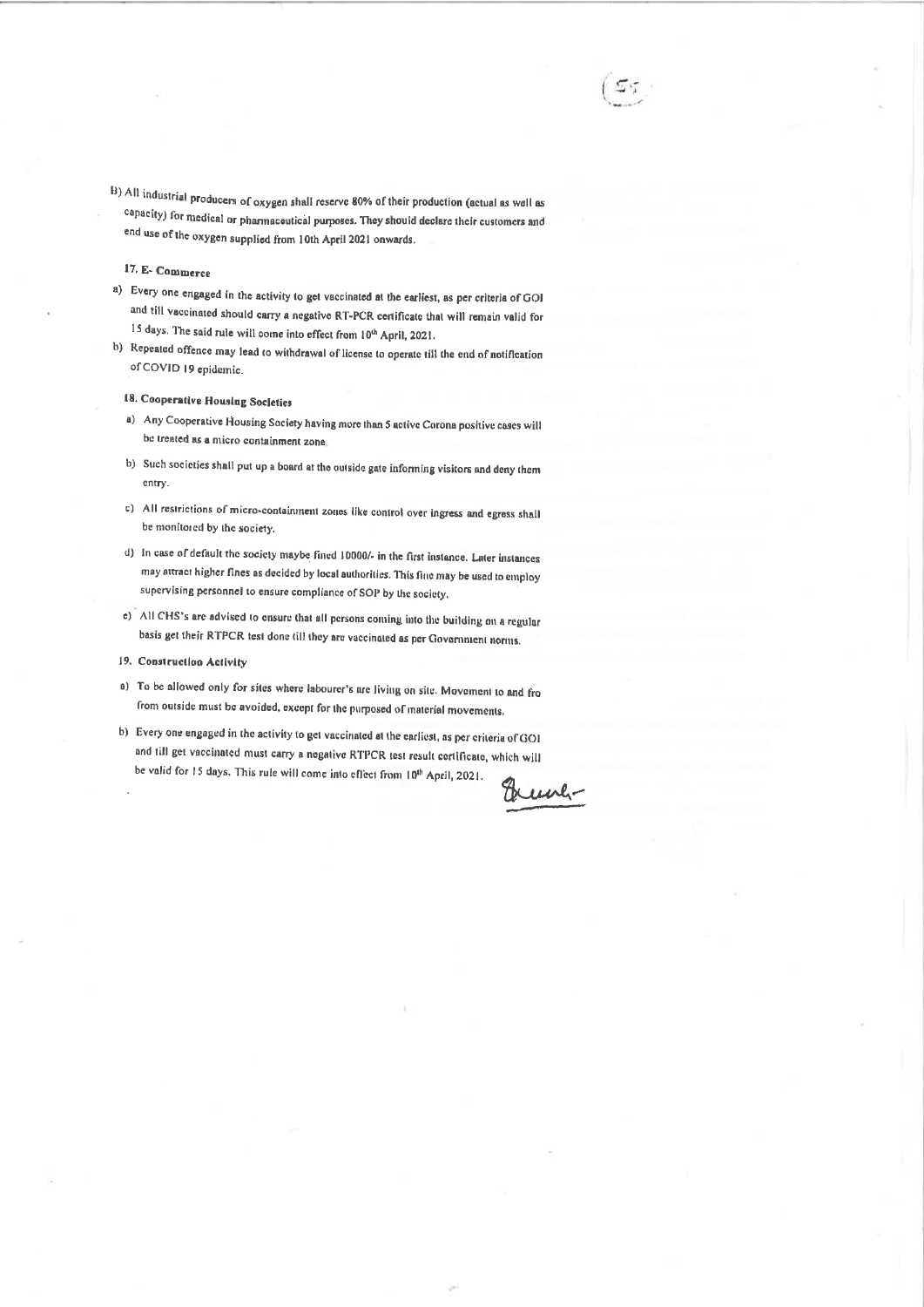B) All industrial producers of oxygen shall reserve 80% of their production (actual as well as capacity) for medical or pharmaceutical purposes. They should declare their customers and end use of the oxygen supplied from 10th April 2021 onwards.

**17. E- Commerce**

a) Every one engaged in the activity to get vaccinated at the earliest, as per criteria of GOI and till vaccinated should carry a negative RT-PCR certificate that will remain valid for 15 days. The said rule will come into effect from 10th April, 2021.

b) Repeated offence may lead to withdrawal of license to operate till the end of notification of COVID 19 epidemic.

**18. Cooperative Housing Societies**

a) Any Cooperative Housing Society having more than 5 active Corona positive cases will be treated as a micro containment zone.

b) Such societies shall put up a board at the outside gate informing visitors and deny them entry.

c) All restrictions of micro-containment zones like control over ingress and egress shall be monitored by the society.

d) In case of default the society maybe fined 10000/- in the first instance. Later instances may attract higher fines as decided by local authorities. This fine may be used to employ supervising personnel to ensure compliance of SOP by the society.

e) All CHS's are advised to ensure that all persons coming into the building on a regular basis get their RTPCR test done till they are vaccinated as per Government norms.

**19. Construction Activity**

a) To be allowed only for sites where labourer's are living on site. Movement to and fro from outside must be avoided, except for the purposed of material movements.

b) Every one engaged in the activity to get vaccinated at the earliest, as per criteria of GOI and till get vaccinated must carry a negative RTPCR test result certificate, which will be valid for 15 days. This rule will come into effect from 10th April, 2021.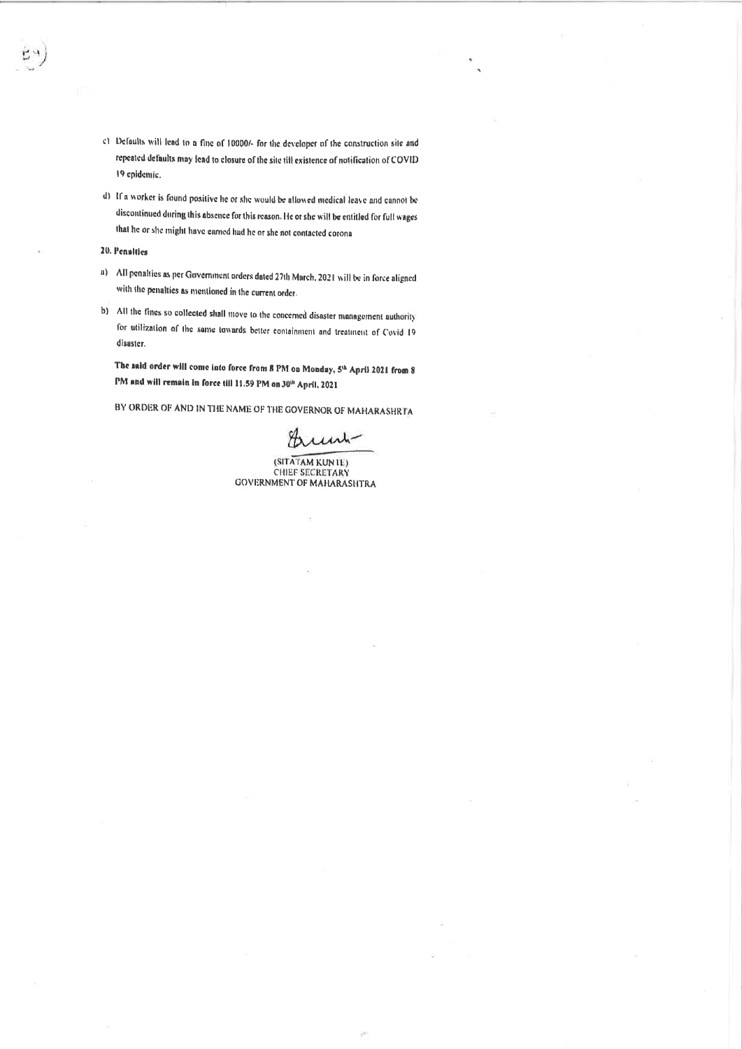c) Defaults will lead to a fine of 10000/- for the developer of the construction site and repeated defaults may lead to closure of the site till existence of notification of COVID 19 epidemic.

d) If a worker is found positive he or she would be allowed medical leave and cannot be discontinued during this absence for this reason. He or she will be entitled for full wages that he or she might have earned had he or she not contacted corona

**20. Penalties**

a) All penalties as per Government orders dated 27th March, 2021 will be in force aligned with the penalties as mentioned in the current order.

b) All the fines so collected shall move to the concerned disaster management authority for utilization of the same towards better containment and treatment of Covid 19 disaster.

**The said order will come into force from 8 PM on Monday, 5th April 2021 from 8 PM and will remain in force till 11.59 PM on 30th April, 2021**

BY ORDER OF AND IN THE NAME OF THE GOVERNOR OF MAHARASHRTA

(SITARAM KUNTE)
CHIEF SECRETARY
GOVERNMENT OF MAHARASHTRA